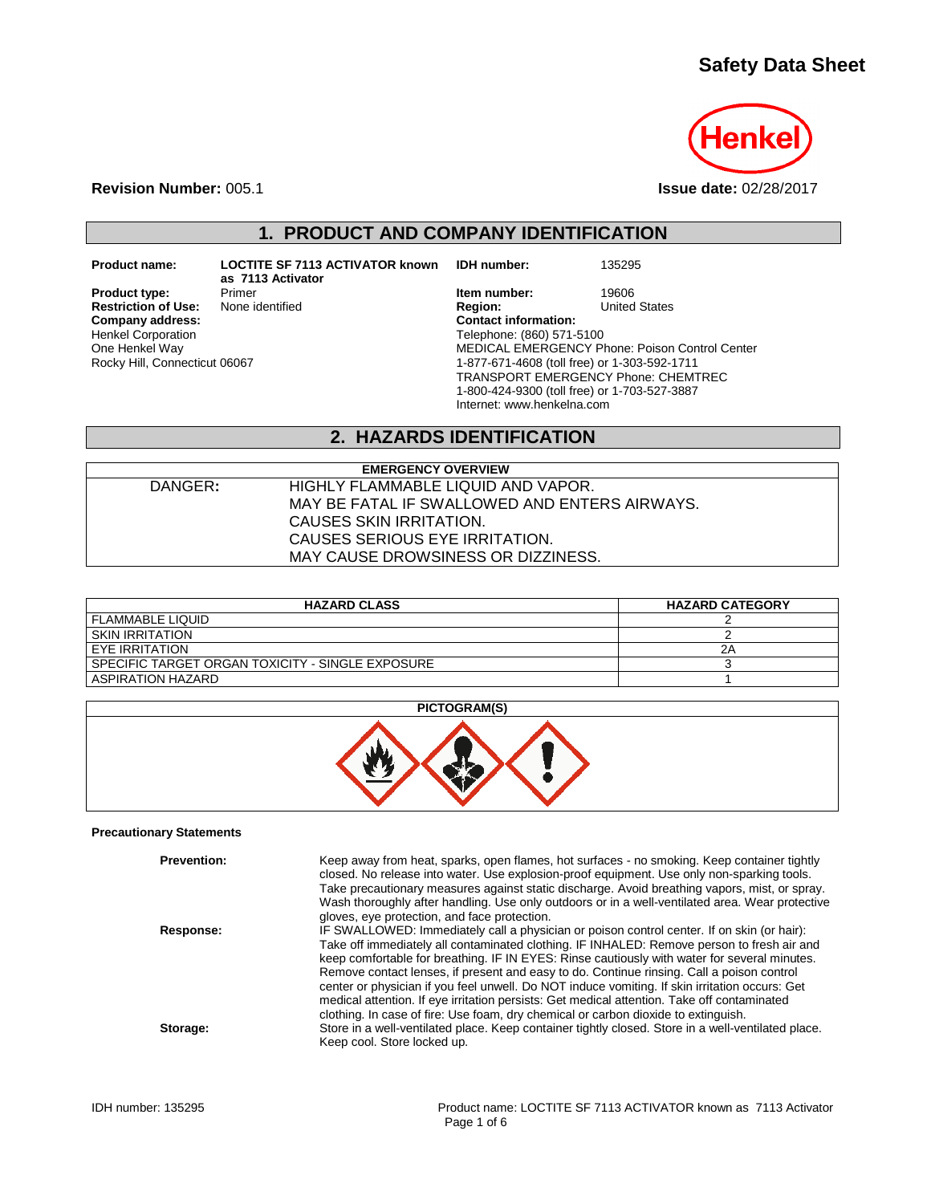# Safety Data Sheet

**Revision Number:** 005.1

**Issue date:** 02/28/2017

## 1. PRODUCT AND COMPANY IDENTIFICATION

**Product name:** LOCTITE SF 7113 ACTIVATOR known as 7113 Activator

**Product type:** Primer

**Restriction of Use:** None identified

**Company address:**
Henkel Corporation
One Henkel Way
Rocky Hill, Connecticut 06067

**IDH number:** 135295

**Item number:** 19606

**Region:** United States

**Contact information:**
Telephone: (860) 571-5100
MEDICAL EMERGENCY Phone: Poison Control Center
1-877-671-4608 (toll free) or 1-303-592-1711
TRANSPORT EMERGENCY Phone: CHEMTREC
1-800-424-9300 (toll free) or 1-703-527-3887
Internet: www.henkelna.com

## 2. HAZARDS IDENTIFICATION

| EMERGENCY OVERVIEW | |
|---|---|
| DANGER: | HIGHLY FLAMMABLE LIQUID AND VAPOR.<br>MAY BE FATAL IF SWALLOWED AND ENTERS AIRWAYS.<br>CAUSES SKIN IRRITATION.<br>CAUSES SERIOUS EYE IRRITATION.<br>MAY CAUSE DROWSINESS OR DIZZINESS. |

| HAZARD CLASS | HAZARD CATEGORY |
|---|---|
| FLAMMABLE LIQUID | 2 |
| SKIN IRRITATION | 2 |
| EYE IRRITATION | 2A |
| SPECIFIC TARGET ORGAN TOXICITY - SINGLE EXPOSURE | 3 |
| ASPIRATION HAZARD | 1 |

**PICTOGRAM(S)**

**Precautionary Statements**

**Prevention:** Keep away from heat, sparks, open flames, hot surfaces - no smoking. Keep container tightly closed. No release into water. Use explosion-proof equipment. Use only non-sparking tools. Take precautionary measures against static discharge. Avoid breathing vapors, mist, or spray. Wash thoroughly after handling. Use only outdoors or in a well-ventilated area. Wear protective gloves, eye protection, and face protection.

**Response:** IF SWALLOWED: Immediately call a physician or poison control center. If on skin (or hair): Take off immediately all contaminated clothing. IF INHALED: Remove person to fresh air and keep comfortable for breathing. IF IN EYES: Rinse cautiously with water for several minutes. Remove contact lenses, if present and easy to do. Continue rinsing. Call a poison control center or physician if you feel unwell. Do NOT induce vomiting. If skin irritation occurs: Get medical attention. If eye irritation persists: Get medical attention. Take off contaminated clothing. In case of fire: Use foam, dry chemical or carbon dioxide to extinguish.

**Storage:** Store in a well-ventilated place. Keep container tightly closed. Store in a well-ventilated place. Keep cool. Store locked up.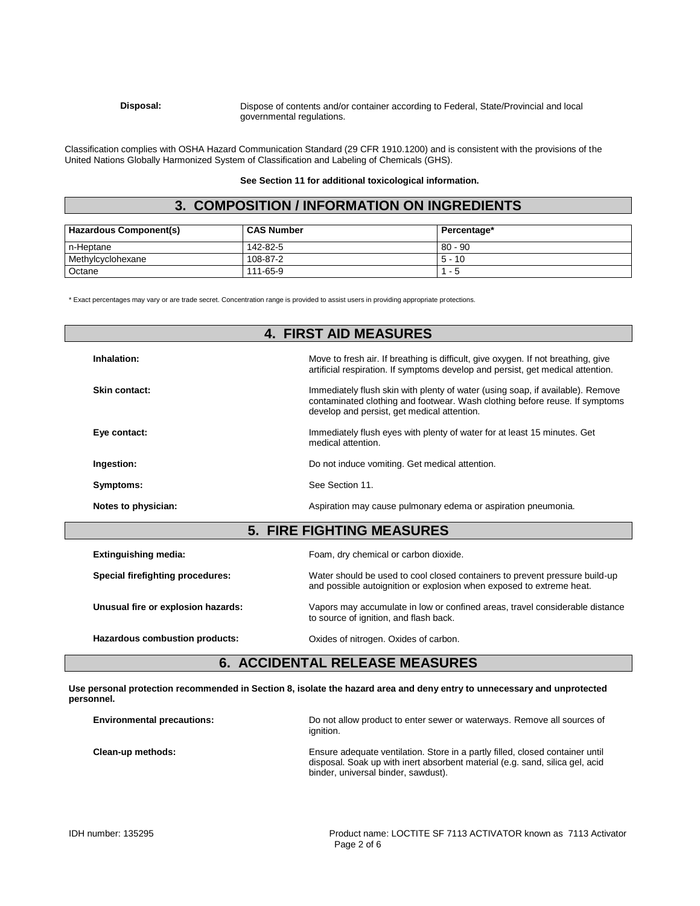**Disposal:** Dispose of contents and/or container according to Federal, State/Provincial and local governmental regulations.

Classification complies with OSHA Hazard Communication Standard (29 CFR 1910.1200) and is consistent with the provisions of the United Nations Globally Harmonized System of Classification and Labeling of Chemicals (GHS).

**See Section 11 for additional toxicological information.**

## 3. COMPOSITION / INFORMATION ON INGREDIENTS

| Hazardous Component(s) | CAS Number | Percentage* |
|---|---|---|
| n-Heptane | 142-82-5 | 80 - 90 |
| Methylcyclohexane | 108-87-2 | 5 - 10 |
| Octane | 111-65-9 | 1 - 5 |

* Exact percentages may vary or are trade secret. Concentration range is provided to assist users in providing appropriate protections.

## 4. FIRST AID MEASURES

**Inhalation:** Move to fresh air. If breathing is difficult, give oxygen. If not breathing, give artificial respiration. If symptoms develop and persist, get medical attention.

**Skin contact:** Immediately flush skin with plenty of water (using soap, if available). Remove contaminated clothing and footwear. Wash clothing before reuse. If symptoms develop and persist, get medical attention.

**Eye contact:** Immediately flush eyes with plenty of water for at least 15 minutes. Get medical attention.

**Ingestion:** Do not induce vomiting. Get medical attention.

**Symptoms:** See Section 11.

**Notes to physician:** Aspiration may cause pulmonary edema or aspiration pneumonia.

## 5. FIRE FIGHTING MEASURES

**Extinguishing media:** Foam, dry chemical or carbon dioxide.

**Special firefighting procedures:** Water should be used to cool closed containers to prevent pressure build-up and possible autoignition or explosion when exposed to extreme heat.

**Unusual fire or explosion hazards:** Vapors may accumulate in low or confined areas, travel considerable distance to source of ignition, and flash back.

**Hazardous combustion products:** Oxides of nitrogen. Oxides of carbon.

## 6. ACCIDENTAL RELEASE MEASURES

**Use personal protection recommended in Section 8, isolate the hazard area and deny entry to unnecessary and unprotected personnel.**

**Environmental precautions:** Do not allow product to enter sewer or waterways. Remove all sources of ignition.

**Clean-up methods:** Ensure adequate ventilation. Store in a partly filled, closed container until disposal. Soak up with inert absorbent material (e.g. sand, silica gel, acid binder, universal binder, sawdust).

IDH number: 135295 Product name: LOCTITE SF 7113 ACTIVATOR known as 7113 Activator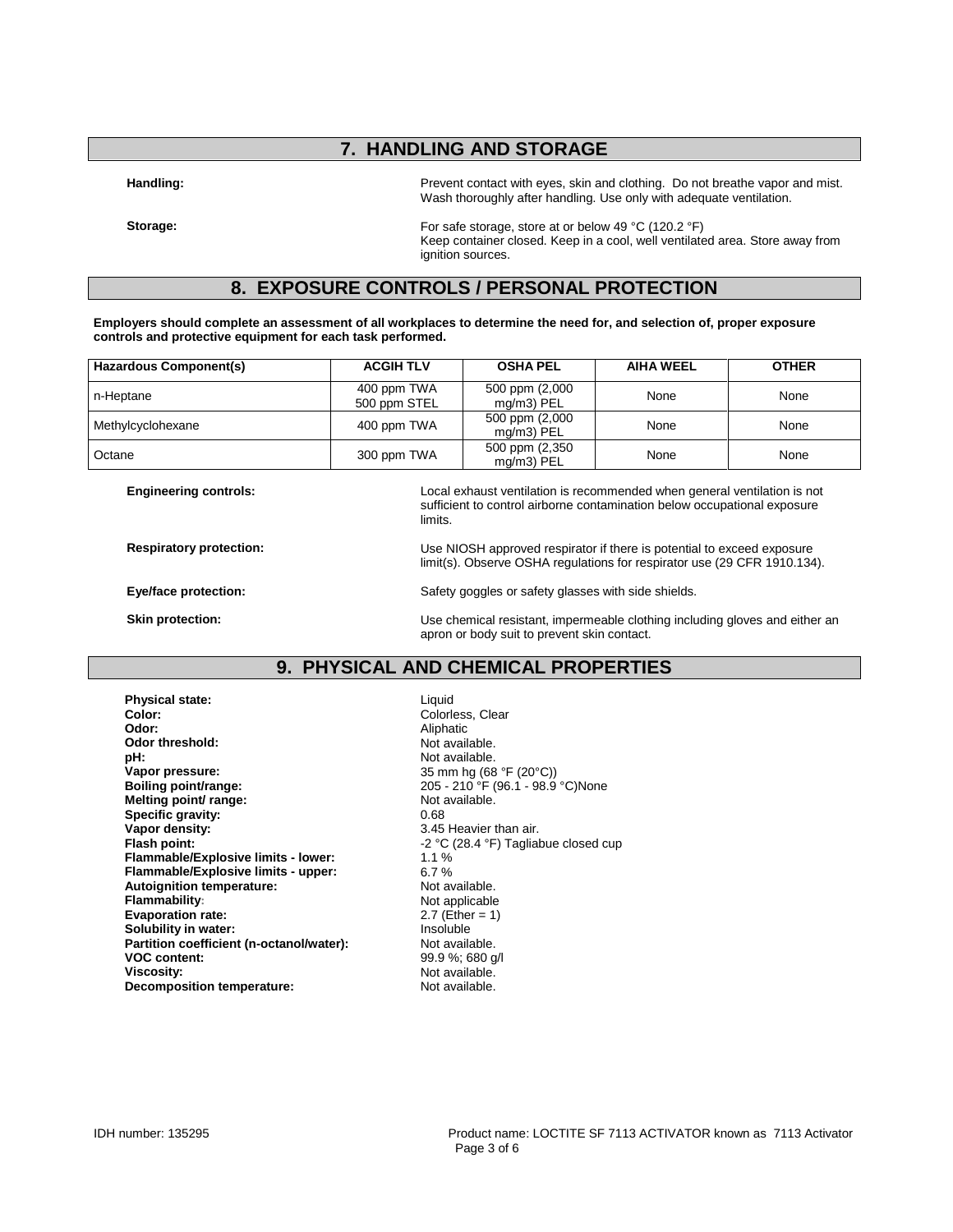## 7. HANDLING AND STORAGE

**Handling:** Prevent contact with eyes, skin and clothing. Do not breathe vapor and mist. Wash thoroughly after handling. Use only with adequate ventilation.

**Storage:** For safe storage, store at or below 49 °C (120.2 °F)
Keep container closed. Keep in a cool, well ventilated area. Store away from ignition sources.

## 8. EXPOSURE CONTROLS / PERSONAL PROTECTION

**Employers should complete an assessment of all workplaces to determine the need for, and selection of, proper exposure controls and protective equipment for each task performed.**

| Hazardous Component(s) | ACGIH TLV | OSHA PEL | AIHA WEEL | OTHER |
|---|---|---|---|---|
| n-Heptane | 400 ppm TWA<br>500 ppm STEL | 500 ppm (2,000 mg/m3) PEL | None | None |
| Methylcyclohexane | 400 ppm TWA | 500 ppm (2,000 mg/m3) PEL | None | None |
| Octane | 300 ppm TWA | 500 ppm (2,350 mg/m3) PEL | None | None |

**Engineering controls:** Local exhaust ventilation is recommended when general ventilation is not sufficient to control airborne contamination below occupational exposure limits.

**Respiratory protection:** Use NIOSH approved respirator if there is potential to exceed exposure limit(s). Observe OSHA regulations for respirator use (29 CFR 1910.134).

**Eye/face protection:** Safety goggles or safety glasses with side shields.

**Skin protection:** Use chemical resistant, impermeable clothing including gloves and either an apron or body suit to prevent skin contact.

## 9. PHYSICAL AND CHEMICAL PROPERTIES

**Physical state:** Liquid
**Color:** Colorless, Clear
**Odor:** Aliphatic
**Odor threshold:** Not available.
**pH:** Not available.
**Vapor pressure:** 35 mm hg (68 °F (20°C))
**Boiling point/range:** 205 - 210 °F (96.1 - 98.9 °C)None
**Melting point/ range:** Not available.
**Specific gravity:** 0.68
**Vapor density:** 3.45 Heavier than air.
**Flash point:** -2 °C (28.4 °F) Tagliabue closed cup
**Flammable/Explosive limits - lower:** 1.1 %
**Flammable/Explosive limits - upper:** 6.7 %
**Autoignition temperature:** Not available.
**Flammability:** Not applicable
**Evaporation rate:** 2.7 (Ether = 1)
**Solubility in water:** Insoluble
**Partition coefficient (n-octanol/water):** Not available.
**VOC content:** 99.9 %; 680 g/l
**Viscosity:** Not available.
**Decomposition temperature:** Not available.

IDH number: 135295 Product name: LOCTITE SF 7113 ACTIVATOR known as 7113 Activator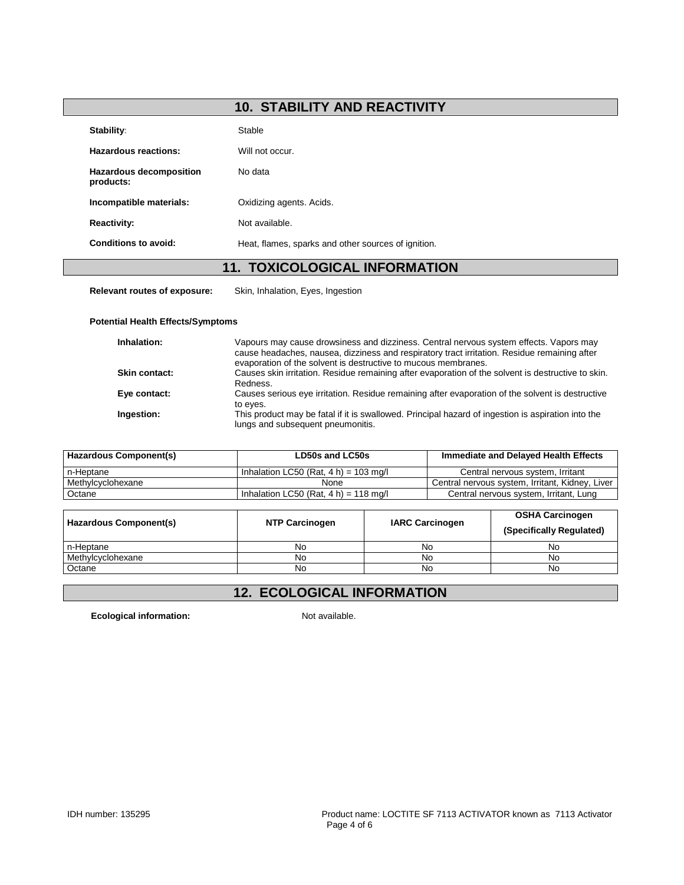## 10. STABILITY AND REACTIVITY

**Stability:** Stable

**Hazardous reactions:** Will not occur.

**Hazardous decomposition products:** No data

**Incompatible materials:** Oxidizing agents. Acids.

**Reactivity:** Not available.

**Conditions to avoid:** Heat, flames, sparks and other sources of ignition.

## 11. TOXICOLOGICAL INFORMATION

**Relevant routes of exposure:** Skin, Inhalation, Eyes, Ingestion

**Potential Health Effects/Symptoms**

**Inhalation:** Vapours may cause drowsiness and dizziness. Central nervous system effects. Vapors may cause headaches, nausea, dizziness and respiratory tract irritation. Residue remaining after evaporation of the solvent is destructive to mucous membranes.

**Skin contact:** Causes skin irritation. Residue remaining after evaporation of the solvent is destructive to skin. Redness.

**Eye contact:** Causes serious eye irritation. Residue remaining after evaporation of the solvent is destructive to eyes.

**Ingestion:** This product may be fatal if it is swallowed. Principal hazard of ingestion is aspiration into the lungs and subsequent pneumonitis.

| Hazardous Component(s) | LD50s and LC50s | Immediate and Delayed Health Effects |
|---|---|---|
| n-Heptane | Inhalation LC50 (Rat, 4 h) = 103 mg/l | Central nervous system, Irritant |
| Methylcyclohexane | None | Central nervous system, Irritant, Kidney, Liver |
| Octane | Inhalation LC50 (Rat, 4 h) = 118 mg/l | Central nervous system, Irritant, Lung |

| Hazardous Component(s) | NTP Carcinogen | IARC Carcinogen | OSHA Carcinogen (Specifically Regulated) |
|---|---|---|---|
| n-Heptane | No | No | No |
| Methylcyclohexane | No | No | No |
| Octane | No | No | No |

## 12. ECOLOGICAL INFORMATION

**Ecological information:** Not available.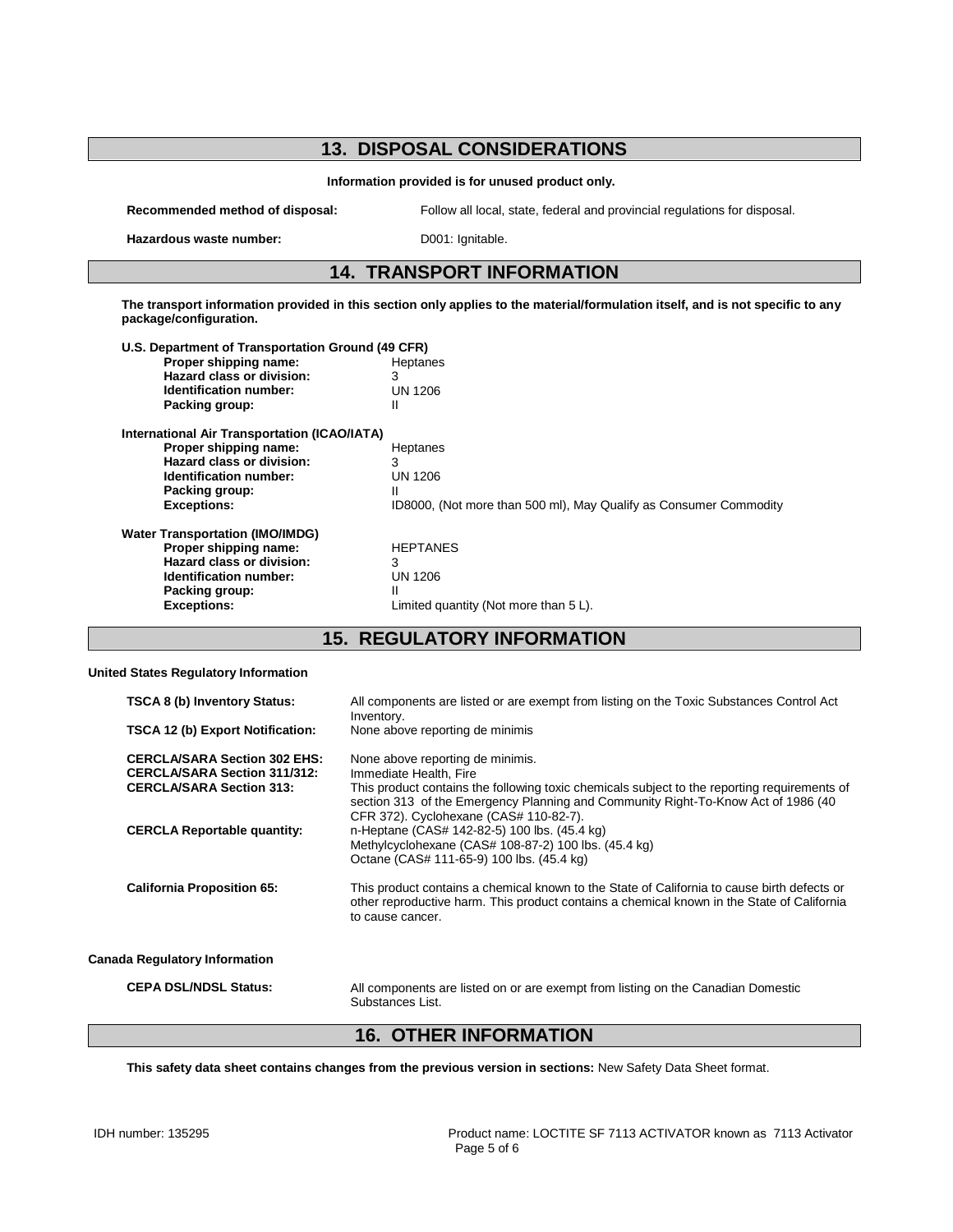## 13. DISPOSAL CONSIDERATIONS

**Information provided is for unused product only.**

**Recommended method of disposal:** Follow all local, state, federal and provincial regulations for disposal.

**Hazardous waste number:** D001: Ignitable.

## 14. TRANSPORT INFORMATION

**The transport information provided in this section only applies to the material/formulation itself, and is not specific to any package/configuration.**

**U.S. Department of Transportation Ground (49 CFR)**

- **Proper shipping name:** Heptanes
- **Hazard class or division:** 3
- **Identification number:** UN 1206
- **Packing group:** II

**International Air Transportation (ICAO/IATA)**

- **Proper shipping name:** Heptanes
- **Hazard class or division:** 3
- **Identification number:** UN 1206
- **Packing group:** II
- **Exceptions:** ID8000, (Not more than 500 ml), May Qualify as Consumer Commodity

**Water Transportation (IMO/IMDG)**

- **Proper shipping name:** HEPTANES
- **Hazard class or division:** 3
- **Identification number:** UN 1206
- **Packing group:** II
- **Exceptions:** Limited quantity (Not more than 5 L).

## 15. REGULATORY INFORMATION

**United States Regulatory Information**

**TSCA 8 (b) Inventory Status:** All components are listed or are exempt from listing on the Toxic Substances Control Act Inventory.

**TSCA 12 (b) Export Notification:** None above reporting de minimis

**CERCLA/SARA Section 302 EHS:** None above reporting de minimis.

**CERCLA/SARA Section 311/312:** Immediate Health, Fire

**CERCLA/SARA Section 313:** This product contains the following toxic chemicals subject to the reporting requirements of section 313 of the Emergency Planning and Community Right-To-Know Act of 1986 (40 CFR 372). Cyclohexane (CAS# 110-82-7).

**CERCLA Reportable quantity:** n-Heptane (CAS# 142-82-5) 100 lbs. (45.4 kg)
Methylcyclohexane (CAS# 108-87-2) 100 lbs. (45.4 kg)
Octane (CAS# 111-65-9) 100 lbs. (45.4 kg)

**California Proposition 65:** This product contains a chemical known to the State of California to cause birth defects or other reproductive harm. This product contains a chemical known in the State of California to cause cancer.

**Canada Regulatory Information**

**CEPA DSL/NDSL Status:** All components are listed on or are exempt from listing on the Canadian Domestic Substances List.

## 16. OTHER INFORMATION

**This safety data sheet contains changes from the previous version in sections:** New Safety Data Sheet format.

IDH number: 135295

Product name: LOCTITE SF 7113 ACTIVATOR known as 7113 Activator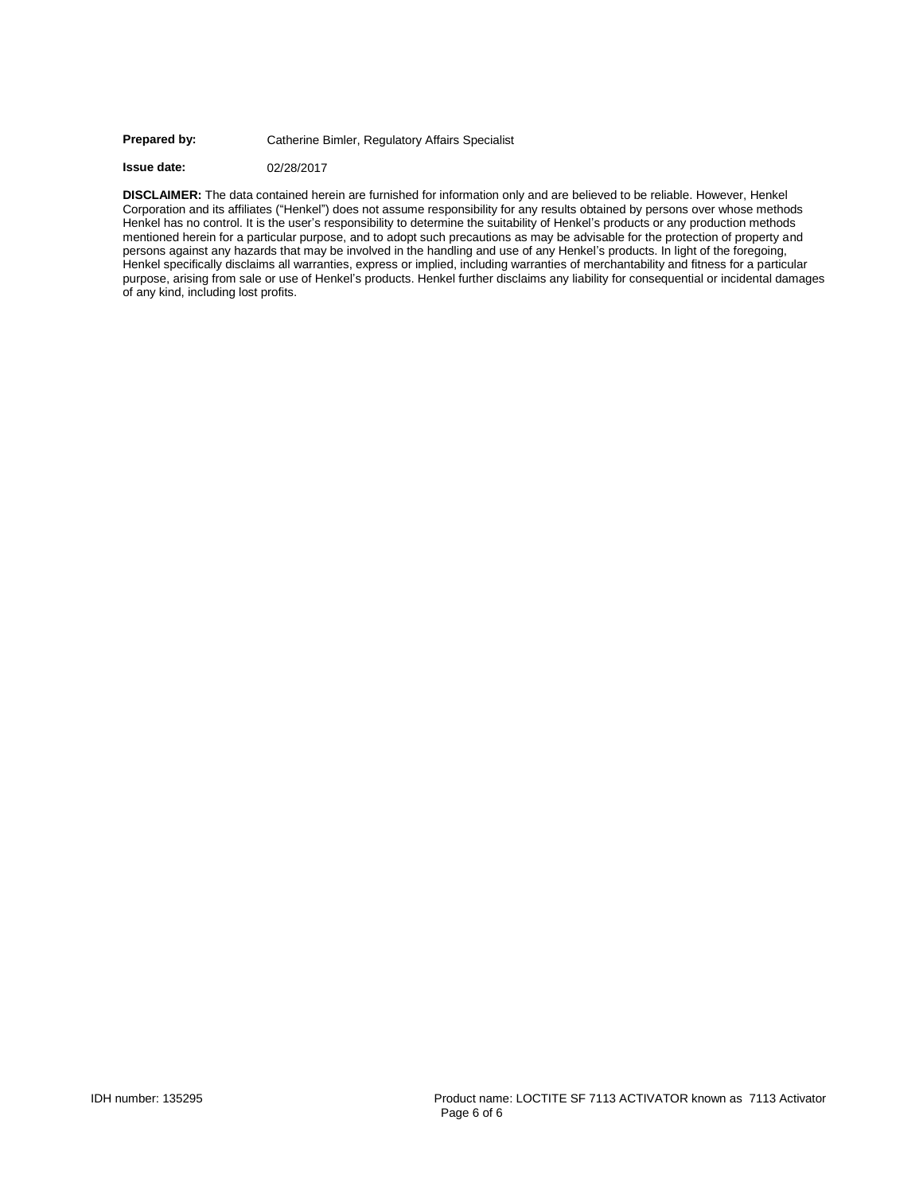**Prepared by:** Catherine Bimler, Regulatory Affairs Specialist

**Issue date:** 02/28/2017

**DISCLAIMER:** The data contained herein are furnished for information only and are believed to be reliable. However, Henkel Corporation and its affiliates ("Henkel") does not assume responsibility for any results obtained by persons over whose methods Henkel has no control. It is the user's responsibility to determine the suitability of Henkel's products or any production methods mentioned herein for a particular purpose, and to adopt such precautions as may be advisable for the protection of property and persons against any hazards that may be involved in the handling and use of any Henkel's products. In light of the foregoing, Henkel specifically disclaims all warranties, express or implied, including warranties of merchantability and fitness for a particular purpose, arising from sale or use of Henkel's products. Henkel further disclaims any liability for consequential or incidental damages of any kind, including lost profits.